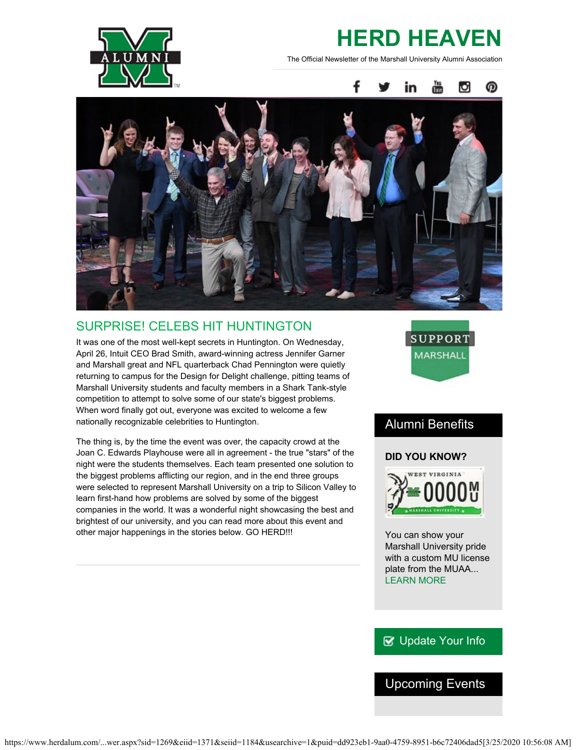# HERD HEAVEN

The Official Newsletter of the Marshall University Alumni Association

## SURPRISE! CELEBS HIT HUNTINGTON

It was one of the most well-kept secrets in Huntington. On Wednesday, April 26, Intuit CEO Brad Smith, award-winning actress Jennifer Garner and Marshall great and NFL quarterback Chad Pennington were quietly returning to campus for the Design for Delight challenge, pitting teams of Marshall University students and faculty members in a Shark Tank-style competition to attempt to solve some of our state's biggest problems. When word finally got out, everyone was excited to welcome a few nationally recognizable celebrities to Huntington.

The thing is, by the time the event was over, the capacity crowd at the Joan C. Edwards Playhouse were all in agreement - the true "stars" of the night were the students themselves. Each team presented one solution to the biggest problems afflicting our region, and in the end three groups were selected to represent Marshall University on a trip to Silicon Valley to learn first-hand how problems are solved by some of the biggest companies in the world. It was a wonderful night showcasing the best and brightest of our university, and you can read more about this event and other major happenings in the stories below. GO HERD!!!

SUPPORT MARSHALL

## Alumni Benefits

**DID YOU KNOW?**

You can show your Marshall University pride with a custom MU license plate from the MUAA... LEARN MORE

Update Your Info

## Upcoming Events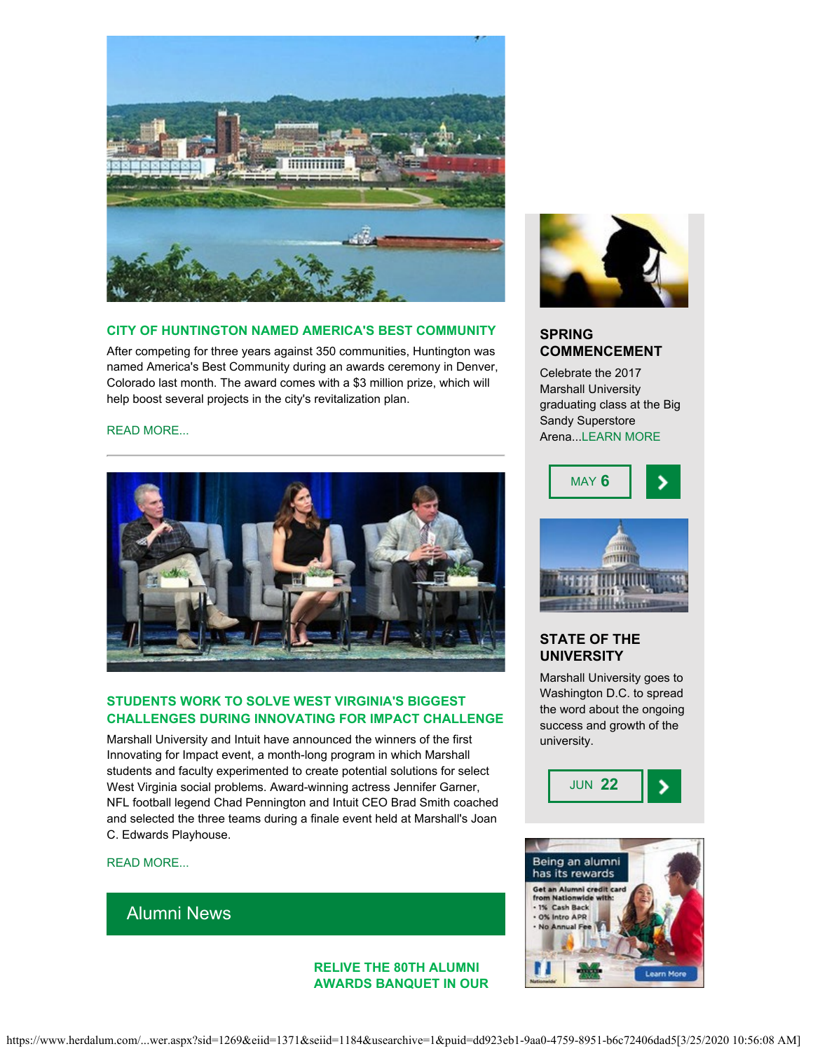## CITY OF HUNTINGTON NAMED AMERICA'S BEST COMMUNITY

After competing for three years against 350 communities, Huntington was named America's Best Community during an awards ceremony in Denver, Colorado last month. The award comes with a $3 million prize, which will help boost several projects in the city's revitalization plan.

READ MORE...

---

## STUDENTS WORK TO SOLVE WEST VIRGINIA'S BIGGEST CHALLENGES DURING INNOVATING FOR IMPACT CHALLENGE

Marshall University and Intuit have announced the winners of the first Innovating for Impact event, a month-long program in which Marshall students and faculty experimented to create potential solutions for select West Virginia social problems. Award-winning actress Jennifer Garner, NFL football legend Chad Pennington and Intuit CEO Brad Smith coached and selected the three teams during a finale event held at Marshall's Joan C. Edwards Playhouse.

READ MORE...

# Alumni News

## RELIVE THE 80TH ALUMNI AWARDS BANQUET IN OUR

## SPRING COMMENCEMENT

Celebrate the 2017 Marshall University graduating class at the Big Sandy Superstore Arena...LEARN MORE

MAY **6**

## STATE OF THE UNIVERSITY

Marshall University goes to Washington D.C. to spread the word about the ongoing success and growth of the university.

JUN **22**

Being an alumni has its rewards

Get an Alumni credit card from Nationwide with:

- 1% Cash Back
- 0% Intro APR
- No Annual Fee

Learn More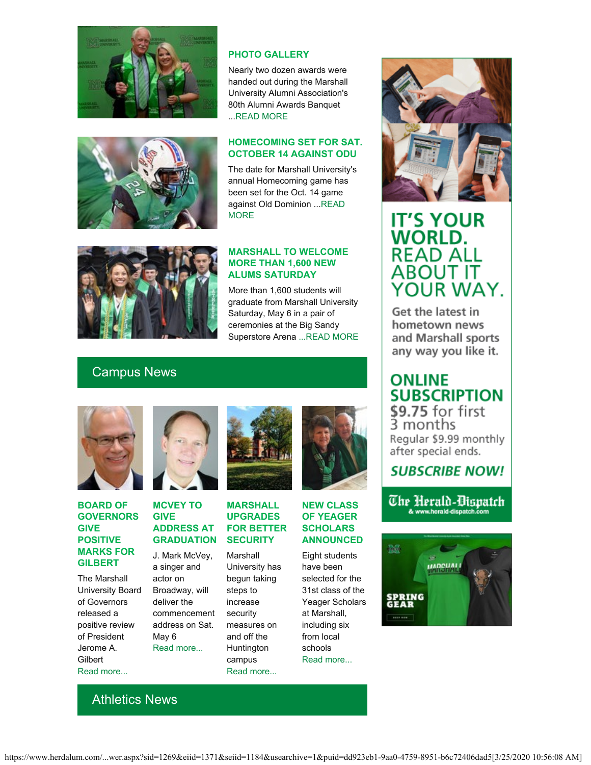### PHOTO GALLERY

Nearly two dozen awards were handed out during the Marshall University Alumni Association's 80th Alumni Awards Banquet ...READ MORE

### HOMECOMING SET FOR SAT. OCTOBER 14 AGAINST ODU

The date for Marshall University's annual Homecoming game has been set for the Oct. 14 game against Old Dominion ...READ MORE

### MARSHALL TO WELCOME MORE THAN 1,600 NEW ALUMS SATURDAY

More than 1,600 students will graduate from Marshall University Saturday, May 6 in a pair of ceremonies at the Big Sandy Superstore Arena ...READ MORE

## Campus News

### BOARD OF GOVERNORS GIVE POSITIVE MARKS FOR GILBERT

The Marshall University Board of Governors released a positive review of President Jerome A. Gilbert
Read more...

### MCVEY TO GIVE ADDRESS AT GRADUATION

J. Mark McVey, a singer and actor on Broadway, will deliver the commencement address on Sat. May 6
Read more...

### MARSHALL UPGRADES FOR BETTER SECURITY

Marshall University has begun taking steps to increase security measures on and off the Huntington campus
Read more...

### NEW CLASS OF YEAGER SCHOLARS ANNOUNCED

Eight students have been selected for the 31st class of the Yeager Scholars at Marshall, including six from local schools
Read more...

## Athletics News

IT'S YOUR WORLD. READ ALL ABOUT IT YOUR WAY.

Get the latest in hometown news and Marshall sports any way you like it.

**ONLINE SUBSCRIPTION**
$9.75 for first 3 months
Regular $9.99 monthly after special ends.

***SUBSCRIBE NOW!***

The Herald-Dispatch & www.herald-dispatch.com

SPRING GEAR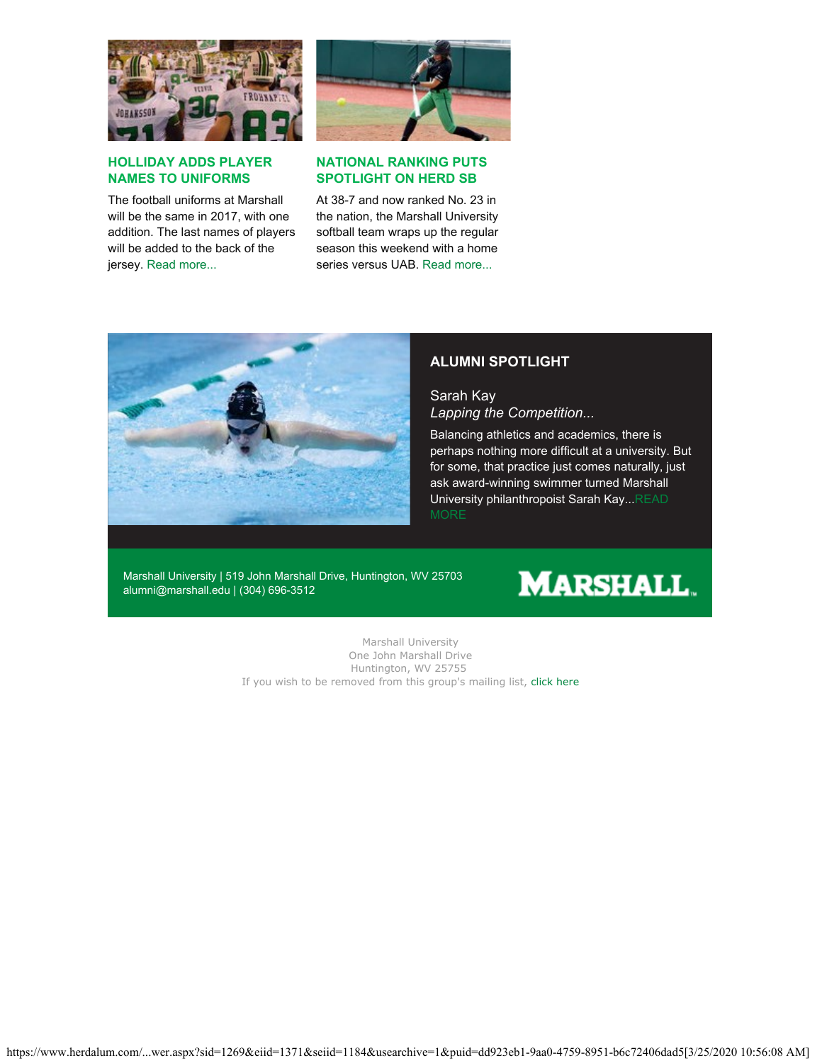### HOLLIDAY ADDS PLAYER NAMES TO UNIFORMS

The football uniforms at Marshall will be the same in 2017, with one addition. The last names of players will be added to the back of the jersey. Read more...

### NATIONAL RANKING PUTS SPOTLIGHT ON HERD SB

At 38-7 and now ranked No. 23 in the nation, the Marshall University softball team wraps up the regular season this weekend with a home series versus UAB. Read more...

## ALUMNI SPOTLIGHT

Sarah Kay

*Lapping the Competition...*

Balancing athletics and academics, there is perhaps nothing more difficult at a university. But for some, that practice just comes naturally, just ask award-winning swimmer turned Marshall University philanthropist Sarah Kay...READ MORE

Marshall University | 519 John Marshall Drive, Huntington, WV 25703
alumni@marshall.edu | (304) 696-3512

MARSHALL.

Marshall University
One John Marshall Drive
Huntington, WV 25755
If you wish to be removed from this group's mailing list, click here